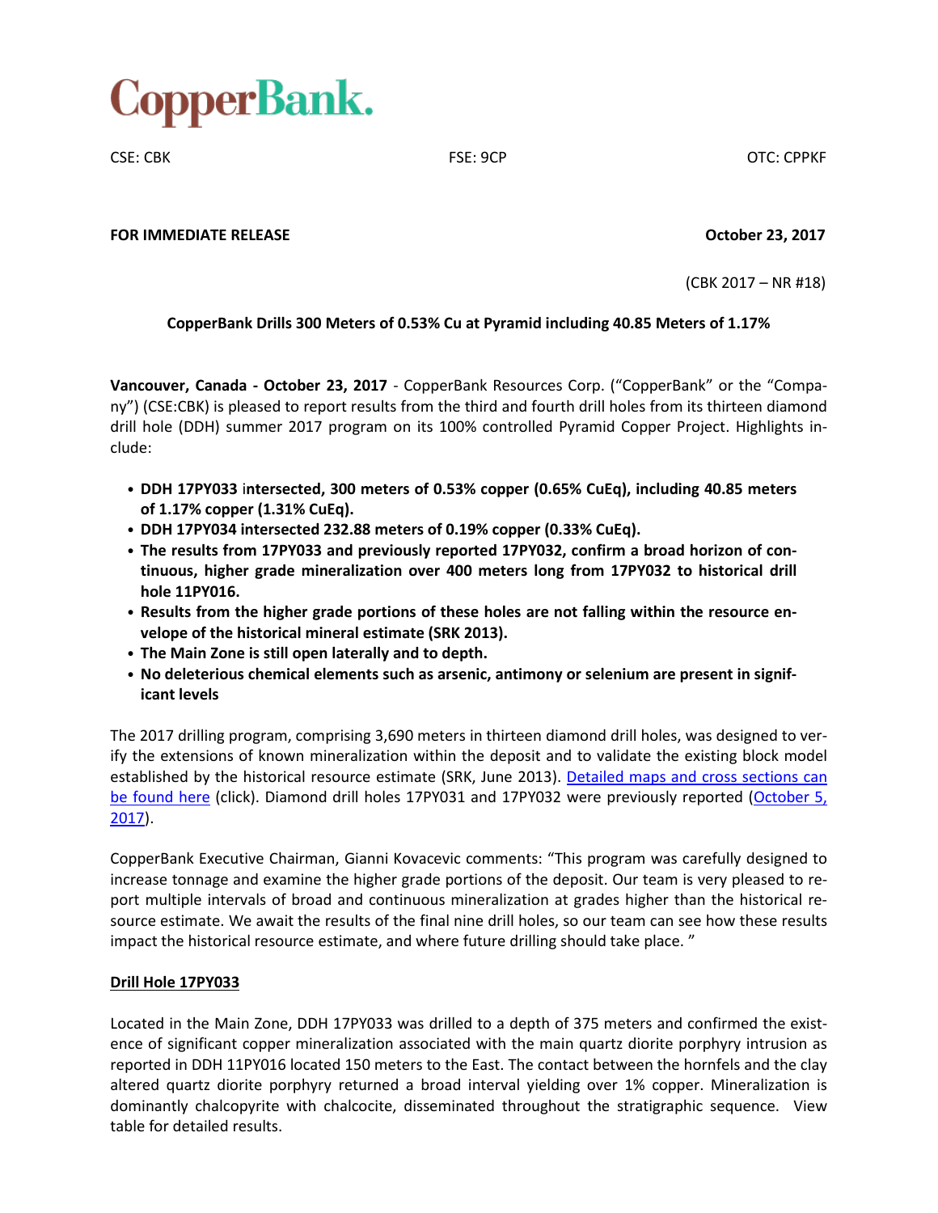# CopperBank.

CSE: CBK FSE: 9CP OTC: CPPKF

**FOR IMMEDIATE RELEASE** **October 23, 2017**

(CBK 2017 – NR #18)

**CopperBank Drills 300 Meters of 0.53% Cu at Pyramid including 40.85 Meters of 1.17%**

**Vancouver, Canada - October 23, 2017** - CopperBank Resources Corp. ("CopperBank" or the "Company") (CSE:CBK) is pleased to report results from the third and fourth drill holes from its thirteen diamond drill hole (DDH) summer 2017 program on its 100% controlled Pyramid Copper Project. Highlights include:

- **DDH 17PY033 intersected, 300 meters of 0.53% copper (0.65% CuEq), including 40.85 meters of 1.17% copper (1.31% CuEq).**
- **DDH 17PY034 intersected 232.88 meters of 0.19% copper (0.33% CuEq).**
- **The results from 17PY033 and previously reported 17PY032, confirm a broad horizon of continuous, higher grade mineralization over 400 meters long from 17PY032 to historical drill hole 11PY016.**
- **Results from the higher grade portions of these holes are not falling within the resource envelope of the historical mineral estimate (SRK 2013).**
- **The Main Zone is still open laterally and to depth.**
- **No deleterious chemical elements such as arsenic, antimony or selenium are present in significant levels**

The 2017 drilling program, comprising 3,690 meters in thirteen diamond drill holes, was designed to verify the extensions of known mineralization within the deposit and to validate the existing block model established by the historical resource estimate (SRK, June 2013). Detailed maps and cross sections can be found here (click). Diamond drill holes 17PY031 and 17PY032 were previously reported (October 5, 2017).

CopperBank Executive Chairman, Gianni Kovacevic comments: "This program was carefully designed to increase tonnage and examine the higher grade portions of the deposit. Our team is very pleased to report multiple intervals of broad and continuous mineralization at grades higher than the historical resource estimate. We await the results of the final nine drill holes, so our team can see how these results impact the historical resource estimate, and where future drilling should take place. "

## Drill Hole 17PY033

Located in the Main Zone, DDH 17PY033 was drilled to a depth of 375 meters and confirmed the existence of significant copper mineralization associated with the main quartz diorite porphyry intrusion as reported in DDH 11PY016 located 150 meters to the East. The contact between the hornfels and the clay altered quartz diorite porphyry returned a broad interval yielding over 1% copper. Mineralization is dominantly chalcopyrite with chalcocite, disseminated throughout the stratigraphic sequence. View table for detailed results.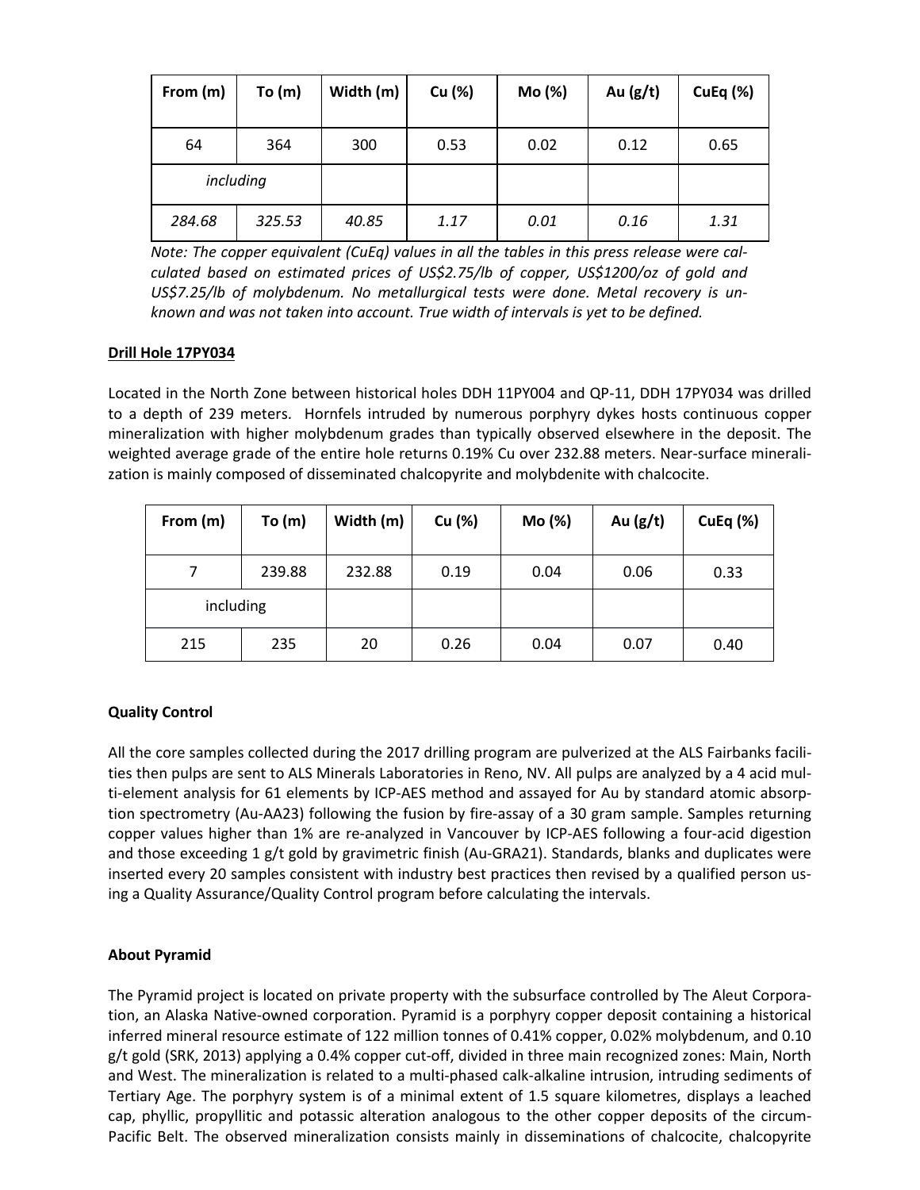| From (m) | To (m) | Width (m) | Cu (%) | Mo (%) | Au (g/t) | CuEq (%) |
|---|---|---|---|---|---|---|
| 64 | 364 | 300 | 0.53 | 0.02 | 0.12 | 0.65 |
| *including* | | | | | | |
| *284.68* | *325.53* | *40.85* | *1.17* | *0.01* | *0.16* | *1.31* |

*Note: The copper equivalent (CuEq) values in all the tables in this press release were calculated based on estimated prices of US$2.75/lb of copper, US$1200/oz of gold and US$7.25/lb of molybdenum. No metallurgical tests were done. Metal recovery is unknown and was not taken into account. True width of intervals is yet to be defined.*

**Drill Hole 17PY034**

Located in the North Zone between historical holes DDH 11PY004 and QP-11, DDH 17PY034 was drilled to a depth of 239 meters. Hornfels intruded by numerous porphyry dykes hosts continuous copper mineralization with higher molybdenum grades than typically observed elsewhere in the deposit. The weighted average grade of the entire hole returns 0.19% Cu over 232.88 meters. Near-surface mineralization is mainly composed of disseminated chalcopyrite and molybdenite with chalcocite.

| From (m) | To (m) | Width (m) | Cu (%) | Mo (%) | Au (g/t) | CuEq (%) |
|---|---|---|---|---|---|---|
| 7 | 239.88 | 232.88 | 0.19 | 0.04 | 0.06 | 0.33 |
| including | | | | | | |
| 215 | 235 | 20 | 0.26 | 0.04 | 0.07 | 0.40 |

**Quality Control**

All the core samples collected during the 2017 drilling program are pulverized at the ALS Fairbanks facilities then pulps are sent to ALS Minerals Laboratories in Reno, NV. All pulps are analyzed by a 4 acid multi-element analysis for 61 elements by ICP-AES method and assayed for Au by standard atomic absorption spectrometry (Au-AA23) following the fusion by fire-assay of a 30 gram sample. Samples returning copper values higher than 1% are re-analyzed in Vancouver by ICP-AES following a four-acid digestion and those exceeding 1 g/t gold by gravimetric finish (Au-GRA21). Standards, blanks and duplicates were inserted every 20 samples consistent with industry best practices then revised by a qualified person using a Quality Assurance/Quality Control program before calculating the intervals.

**About Pyramid**

The Pyramid project is located on private property with the subsurface controlled by The Aleut Corporation, an Alaska Native-owned corporation. Pyramid is a porphyry copper deposit containing a historical inferred mineral resource estimate of 122 million tonnes of 0.41% copper, 0.02% molybdenum, and 0.10 g/t gold (SRK, 2013) applying a 0.4% copper cut-off, divided in three main recognized zones: Main, North and West. The mineralization is related to a multi-phased calk-alkaline intrusion, intruding sediments of Tertiary Age. The porphyry system is of a minimal extent of 1.5 square kilometres, displays a leached cap, phyllic, propyllitic and potassic alteration analogous to the other copper deposits of the circum-Pacific Belt. The observed mineralization consists mainly in disseminations of chalcocite, chalcopyrite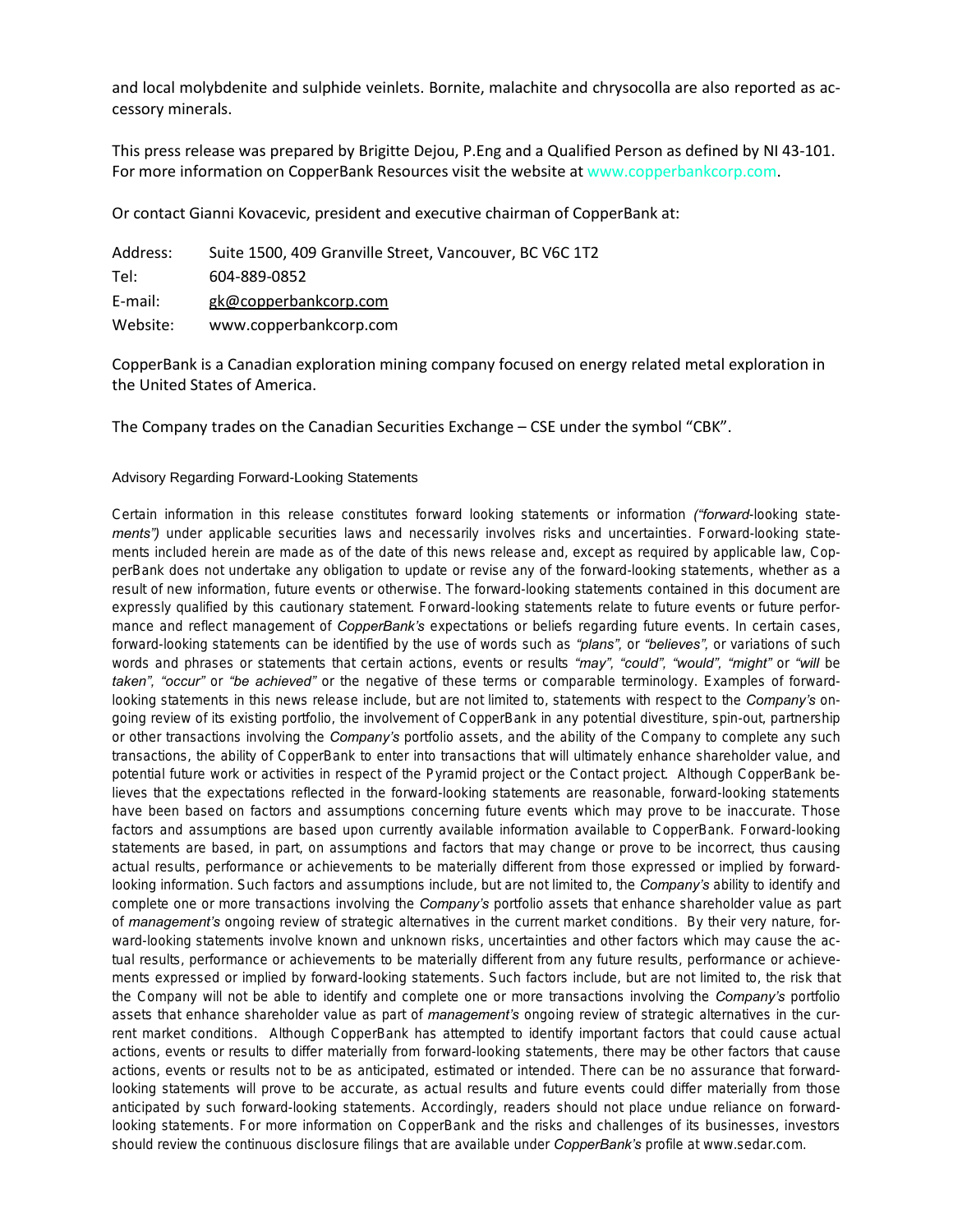and local molybdenite and sulphide veinlets. Bornite, malachite and chrysocolla are also reported as accessory minerals.

This press release was prepared by Brigitte Dejou, P.Eng and a Qualified Person as defined by NI 43-101. For more information on CopperBank Resources visit the website at www.copperbankcorp.com.

Or contact Gianni Kovacevic, president and executive chairman of CopperBank at:

| | |
|---|---|
| Address: | Suite 1500, 409 Granville Street, Vancouver, BC V6C 1T2 |
| Tel: | 604-889-0852 |
| E-mail: | gk@copperbankcorp.com |
| Website: | www.copperbankcorp.com |

CopperBank is a Canadian exploration mining company focused on energy related metal exploration in the United States of America.

The Company trades on the Canadian Securities Exchange – CSE under the symbol "CBK".

Advisory Regarding Forward-Looking Statements

Certain information in this release constitutes forward looking statements or information *("forward-looking statements")* under applicable securities laws and necessarily involves risks and uncertainties. Forward-looking statements included herein are made as of the date of this news release and, except as required by applicable law, CopperBank does not undertake any obligation to update or revise any of the forward-looking statements, whether as a result of new information, future events or otherwise. The forward-looking statements contained in this document are expressly qualified by this cautionary statement. Forward-looking statements relate to future events or future performance and reflect management of *CopperBank's* expectations or beliefs regarding future events. In certain cases, forward-looking statements can be identified by the use of words such as *"plans"*, or *"believes"*, or variations of such words and phrases or statements that certain actions, events or results *"may"*, *"could"*, *"would"*, *"might"* or *"will be taken"*, *"occur"* or *"be achieved"* or the negative of these terms or comparable terminology. Examples of forward-looking statements in this news release include, but are not limited to, statements with respect to the *Company's* ongoing review of its existing portfolio, the involvement of CopperBank in any potential divestiture, spin-out, partnership or other transactions involving the *Company's* portfolio assets, and the ability of the Company to complete any such transactions, the ability of CopperBank to enter into transactions that will ultimately enhance shareholder value, and potential future work or activities in respect of the Pyramid project or the Contact project. Although CopperBank believes that the expectations reflected in the forward-looking statements are reasonable, forward-looking statements have been based on factors and assumptions concerning future events which may prove to be inaccurate. Those factors and assumptions are based upon currently available information available to CopperBank. Forward-looking statements are based, in part, on assumptions and factors that may change or prove to be incorrect, thus causing actual results, performance or achievements to be materially different from those expressed or implied by forward-looking information. Such factors and assumptions include, but are not limited to, the *Company's* ability to identify and complete one or more transactions involving the *Company's* portfolio assets that enhance shareholder value as part of *management's* ongoing review of strategic alternatives in the current market conditions. By their very nature, forward-looking statements involve known and unknown risks, uncertainties and other factors which may cause the actual results, performance or achievements to be materially different from any future results, performance or achievements expressed or implied by forward-looking statements. Such factors include, but are not limited to, the risk that the Company will not be able to identify and complete one or more transactions involving the *Company's* portfolio assets that enhance shareholder value as part of *management's* ongoing review of strategic alternatives in the current market conditions. Although CopperBank has attempted to identify important factors that could cause actual actions, events or results to differ materially from forward-looking statements, there may be other factors that cause actions, events or results not to be as anticipated, estimated or intended. There can be no assurance that forward-looking statements will prove to be accurate, as actual results and future events could differ materially from those anticipated by such forward-looking statements. Accordingly, readers should not place undue reliance on forward-looking statements. For more information on CopperBank and the risks and challenges of its businesses, investors should review the continuous disclosure filings that are available under *CopperBank's* profile at www.sedar.com.